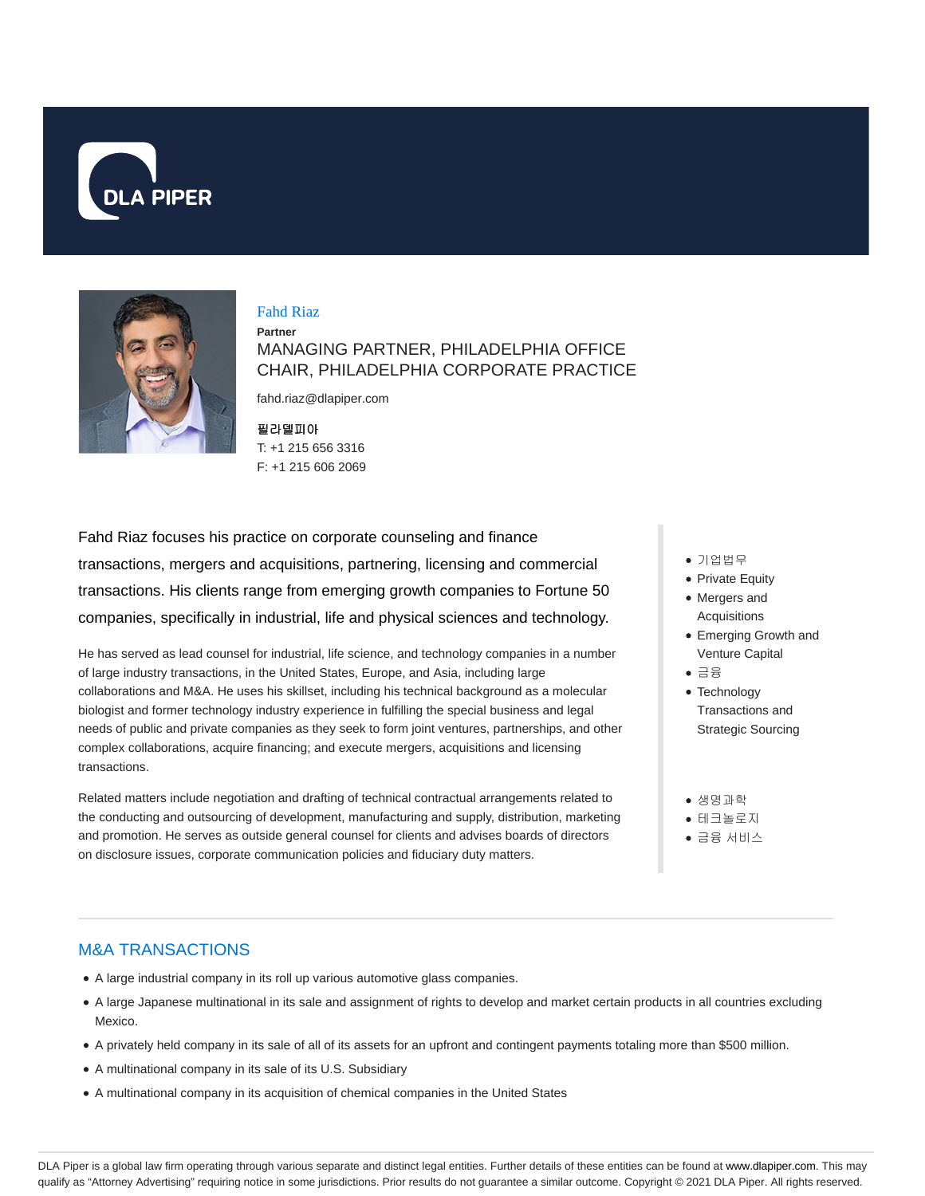# Fahd Riaz

**Partner**

MANAGING PARTNER, PHILADELPHIA OFFICE
CHAIR, PHILADELPHIA CORPORATE PRACTICE

fahd.riaz@dlapiper.com

**필라델피아**
T: +1 215 656 3316
F: +1 215 606 2069

Fahd Riaz focuses his practice on corporate counseling and finance transactions, mergers and acquisitions, partnering, licensing and commercial transactions. His clients range from emerging growth companies to Fortune 50 companies, specifically in industrial, life and physical sciences and technology.

He has served as lead counsel for industrial, life science, and technology companies in a number of large industry transactions, in the United States, Europe, and Asia, including large collaborations and M&A. He uses his skillset, including his technical background as a molecular biologist and former technology industry experience in fulfilling the special business and legal needs of public and private companies as they seek to form joint ventures, partnerships, and other complex collaborations, acquire financing; and execute mergers, acquisitions and licensing transactions.

Related matters include negotiation and drafting of technical contractual arrangements related to the conducting and outsourcing of development, manufacturing and supply, distribution, marketing and promotion. He serves as outside general counsel for clients and advises boards of directors on disclosure issues, corporate communication policies and fiduciary duty matters.

- 기업법무
- Private Equity
- Mergers and Acquisitions
- Emerging Growth and Venture Capital
- 금융
- Technology Transactions and Strategic Sourcing

- 생명과학
- 테크놀로지
- 금융 서비스

## M&A TRANSACTIONS

- A large industrial company in its roll up various automotive glass companies.
- A large Japanese multinational in its sale and assignment of rights to develop and market certain products in all countries excluding Mexico.
- A privately held company in its sale of all of its assets for an upfront and contingent payments totaling more than $500 million.
- A multinational company in its sale of its U.S. Subsidiary
- A multinational company in its acquisition of chemical companies in the United States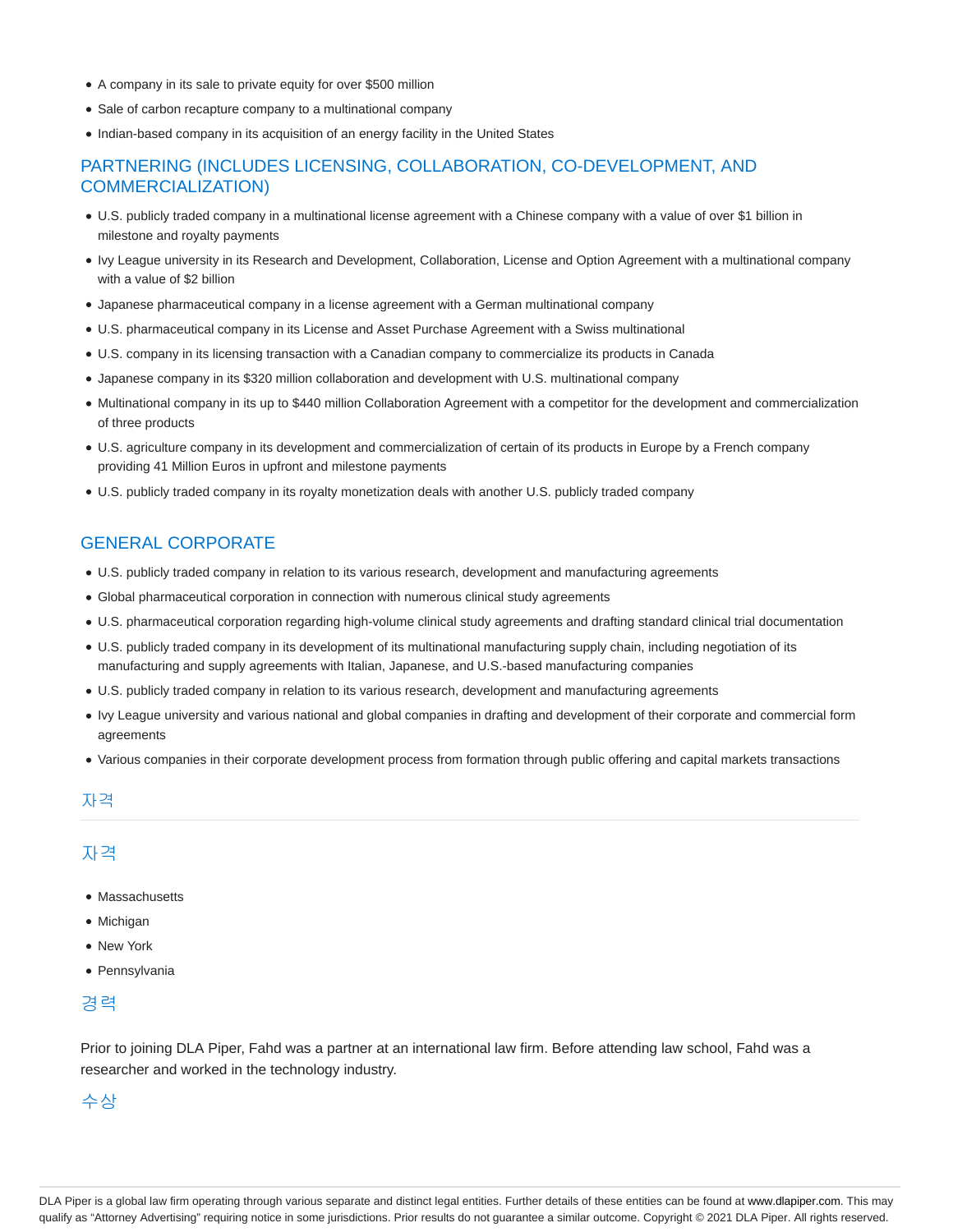- A company in its sale to private equity for over $500 million
- Sale of carbon recapture company to a multinational company
- Indian-based company in its acquisition of an energy facility in the United States

## PARTNERING (INCLUDES LICENSING, COLLABORATION, CO-DEVELOPMENT, AND COMMERCIALIZATION)

- U.S. publicly traded company in a multinational license agreement with a Chinese company with a value of over $1 billion in milestone and royalty payments
- Ivy League university in its Research and Development, Collaboration, License and Option Agreement with a multinational company with a value of $2 billion
- Japanese pharmaceutical company in a license agreement with a German multinational company
- U.S. pharmaceutical company in its License and Asset Purchase Agreement with a Swiss multinational
- U.S. company in its licensing transaction with a Canadian company to commercialize its products in Canada
- Japanese company in its $320 million collaboration and development with U.S. multinational company
- Multinational company in its up to $440 million Collaboration Agreement with a competitor for the development and commercialization of three products
- U.S. agriculture company in its development and commercialization of certain of its products in Europe by a French company providing 41 Million Euros in upfront and milestone payments
- U.S. publicly traded company in its royalty monetization deals with another U.S. publicly traded company

## GENERAL CORPORATE

- U.S. publicly traded company in relation to its various research, development and manufacturing agreements
- Global pharmaceutical corporation in connection with numerous clinical study agreements
- U.S. pharmaceutical corporation regarding high-volume clinical study agreements and drafting standard clinical trial documentation
- U.S. publicly traded company in its development of its multinational manufacturing supply chain, including negotiation of its manufacturing and supply agreements with Italian, Japanese, and U.S.-based manufacturing companies
- U.S. publicly traded company in relation to its various research, development and manufacturing agreements
- Ivy League university and various national and global companies in drafting and development of their corporate and commercial form agreements
- Various companies in their corporate development process from formation through public offering and capital markets transactions

## 자격

## 자격

- Massachusetts
- Michigan
- New York
- Pennsylvania

## 경력

Prior to joining DLA Piper, Fahd was a partner at an international law firm. Before attending law school, Fahd was a researcher and worked in the technology industry.

## 수상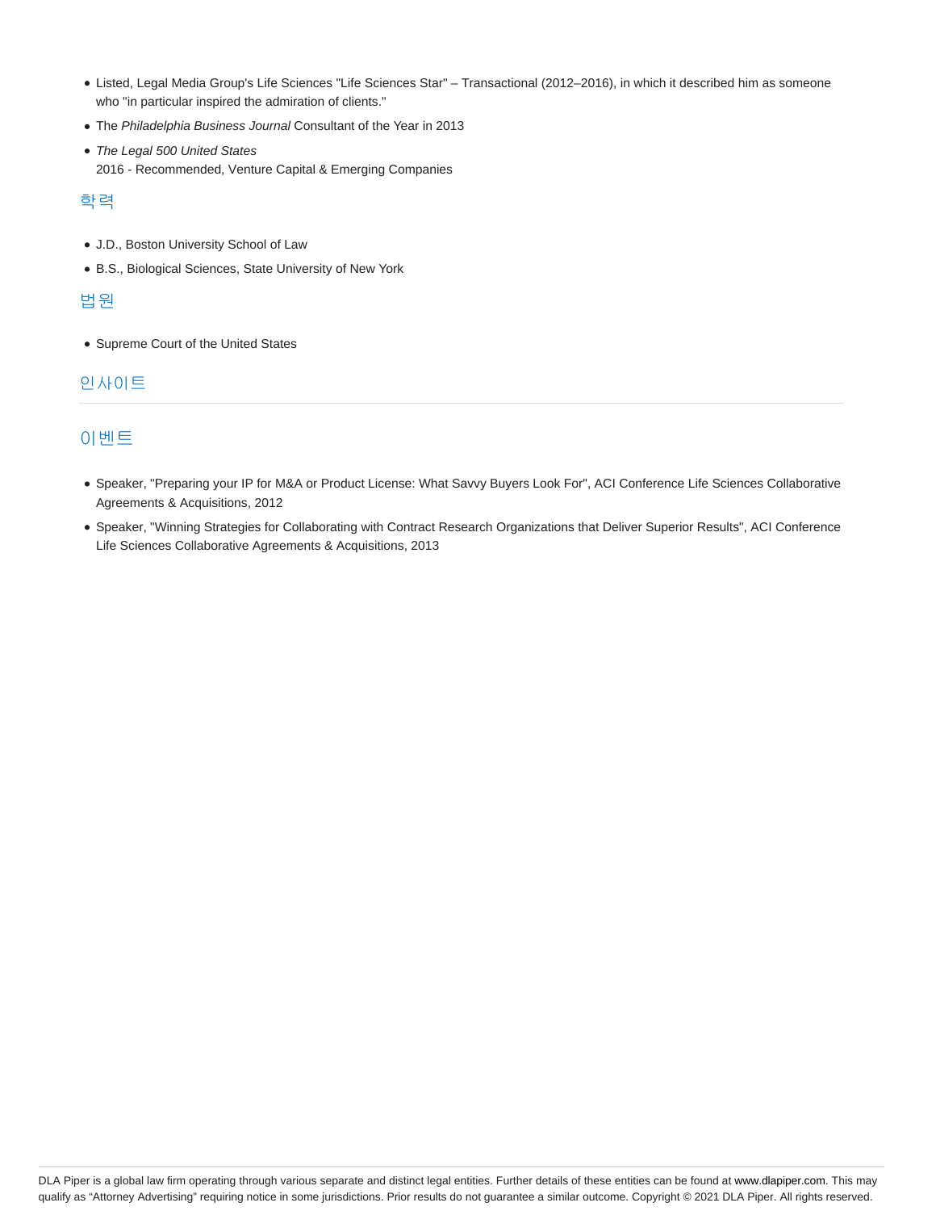- Listed, Legal Media Group's Life Sciences "Life Sciences Star" – Transactional (2012–2016), in which it described him as someone who "in particular inspired the admiration of clients."
- The *Philadelphia Business Journal* Consultant of the Year in 2013
- *The Legal 500 United States*
  2016 - Recommended, Venture Capital & Emerging Companies

## 학력

- J.D., Boston University School of Law
- B.S., Biological Sciences, State University of New York

## 법원

- Supreme Court of the United States

## 인사이트

## 이벤트

- Speaker, "Preparing your IP for M&A or Product License: What Savvy Buyers Look For", ACI Conference Life Sciences Collaborative Agreements & Acquisitions, 2012
- Speaker, "Winning Strategies for Collaborating with Contract Research Organizations that Deliver Superior Results", ACI Conference Life Sciences Collaborative Agreements & Acquisitions, 2013

DLA Piper is a global law firm operating through various separate and distinct legal entities. Further details of these entities can be found at www.dlapiper.com. This may qualify as "Attorney Advertising" requiring notice in some jurisdictions. Prior results do not guarantee a similar outcome. Copyright © 2021 DLA Piper. All rights reserved.